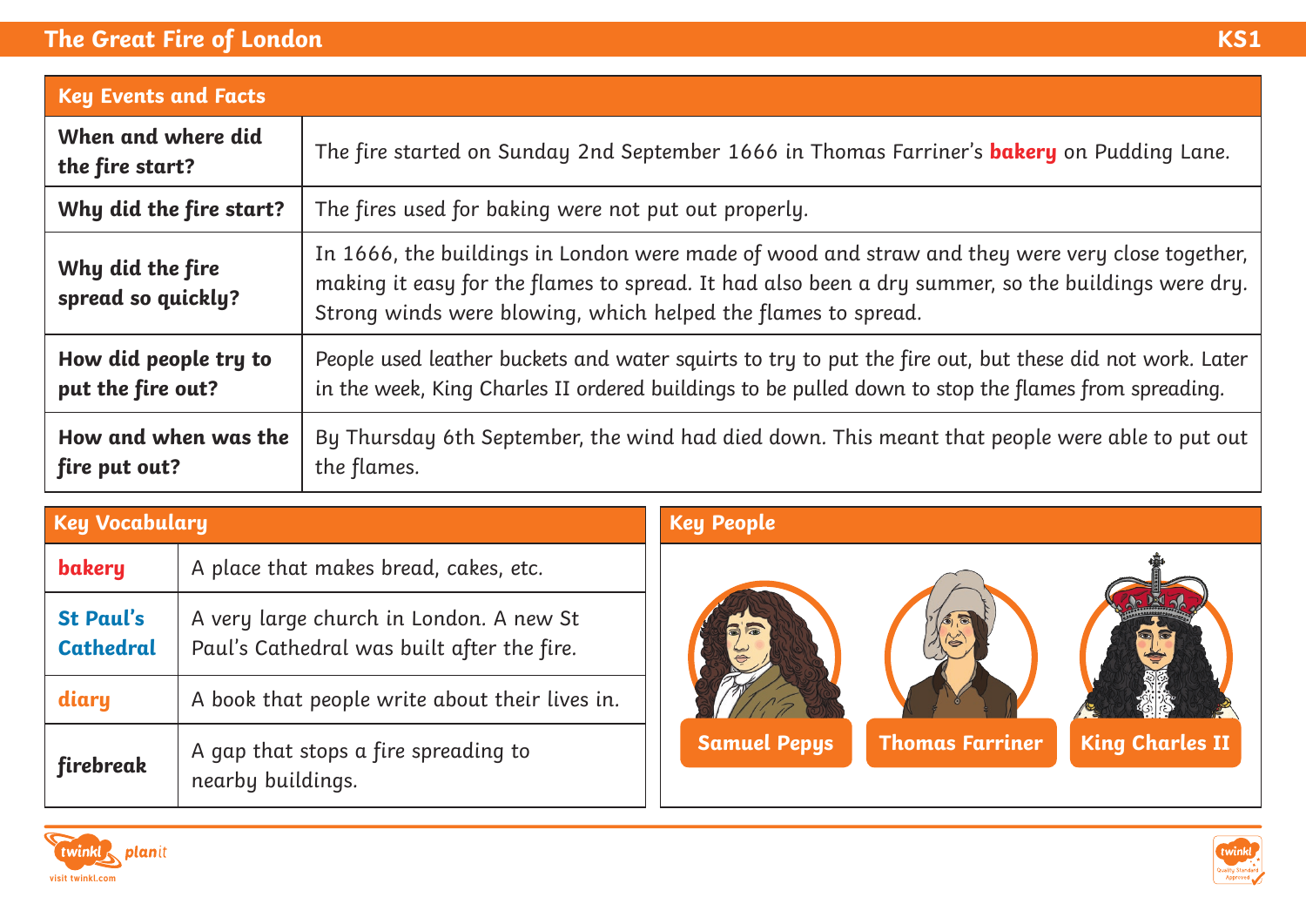# The Great Fire of London

KS1

## Key Events and Facts

| | |
|---|---|
| **When and where did the fire start?** | The fire started on Sunday 2nd September 1666 in Thomas Farriner's **bakery** on Pudding Lane. |
| **Why did the fire start?** | The fires used for baking were not put out properly. |
| **Why did the fire spread so quickly?** | In 1666, the buildings in London were made of wood and straw and they were very close together, making it easy for the flames to spread. It had also been a dry summer, so the buildings were dry. Strong winds were blowing, which helped the flames to spread. |
| **How did people try to put the fire out?** | People used leather buckets and water squirts to try to put the fire out, but these did not work. Later in the week, King Charles II ordered buildings to be pulled down to stop the flames from spreading. |
| **How and when was the fire put out?** | By Thursday 6th September, the wind had died down. This meant that people were able to put out the flames. |

## Key Vocabulary

| | |
|---|---|
| **bakery** | A place that makes bread, cakes, etc. |
| **St Paul's Cathedral** | A very large church in London. A new St Paul's Cathedral was built after the fire. |
| **diary** | A book that people write about their lives in. |
| **firebreak** | A gap that stops a fire spreading to nearby buildings. |

## Key People

- Samuel Pepys
- Thomas Farriner
- King Charles II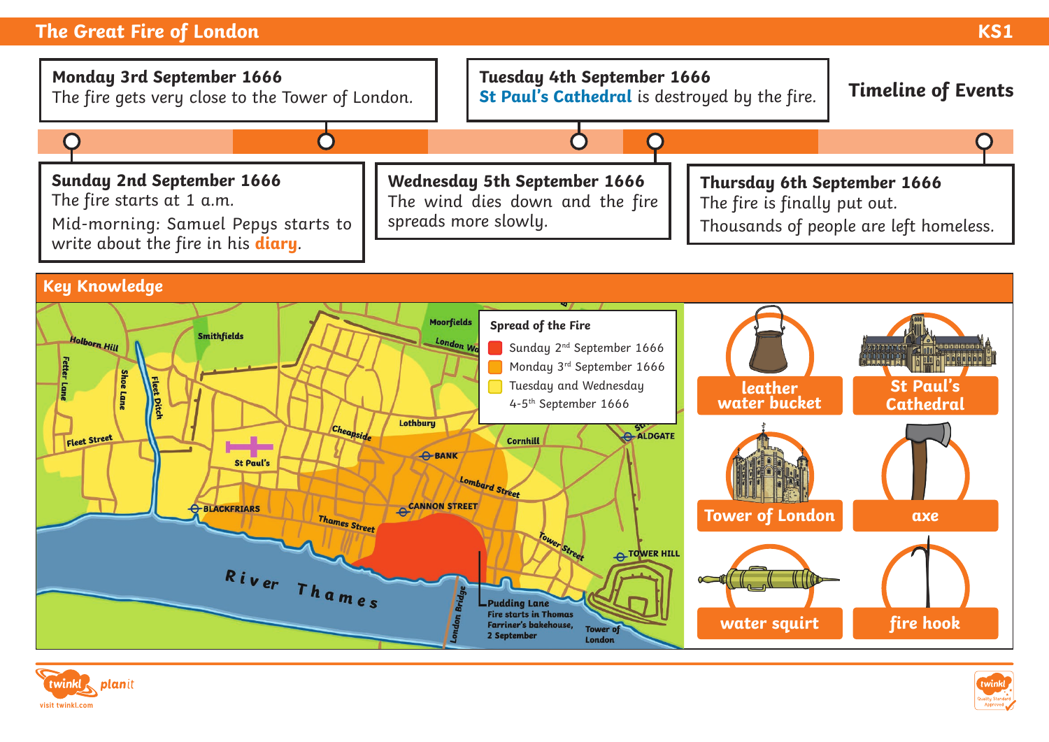# The Great Fire of London

KS1

## Timeline of Events

**Sunday 2nd September 1666**
The fire starts at 1 a.m.
Mid-morning: Samuel Pepys starts to write about the fire in his **diary**.

**Monday 3rd September 1666**
The fire gets very close to the Tower of London.

**Tuesday 4th September 1666**
**St Paul's Cathedral** is destroyed by the fire.

**Wednesday 5th September 1666**
The wind dies down and the fire spreads more slowly.

**Thursday 6th September 1666**
The fire is finally put out.
Thousands of people are left homeless.

## Key Knowledge

**Spread of the Fire**

- Sunday 2nd September 1666
- Monday 3rd September 1666
- Tuesday and Wednesday 4-5th September 1666

Holborn Hill
Smithfields
Moorfields
London Wall
Fetter Lane
Shoe Lane
Fleet Ditch
Fleet Street
St Paul's
Cheapside
Lothbury
Cornhill
ALDGATE
BANK
Lombard Street
BLACKFRIARS
CANNON STREET
Thames Street
Tower Street
TOWER HILL
River Thames
London Bridge
Pudding Lane
Fire starts in Thomas Farriner's bakehouse, 2 September
Tower of London

- leather water bucket
- St Paul's Cathedral
- Tower of London
- axe
- water squirt
- fire hook